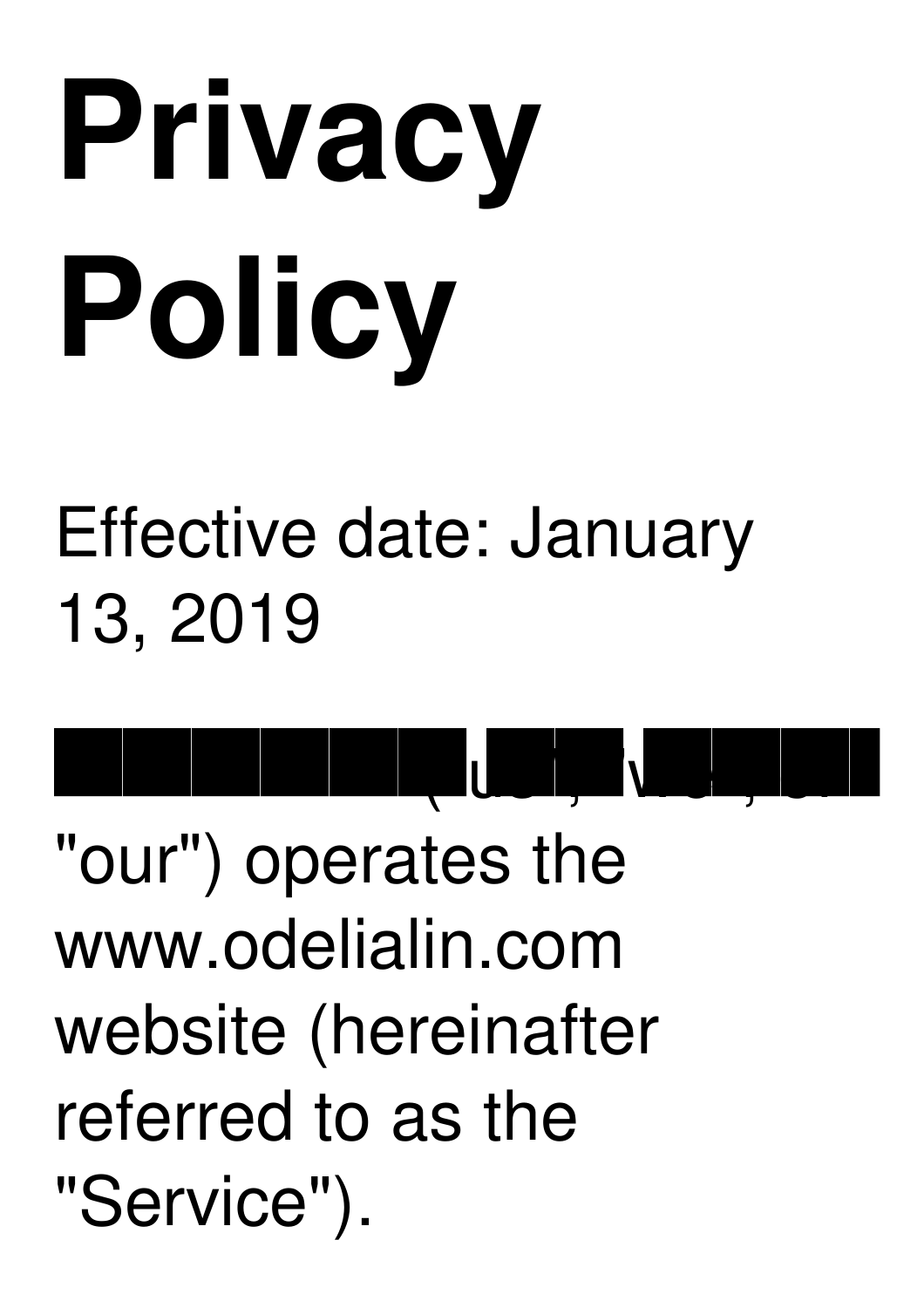# Privacy Policy

Effective date: January 13, 2019

██████████ ("us", "we", or "our") operates the www.odelialin.com website (hereinafter referred to as the "Service").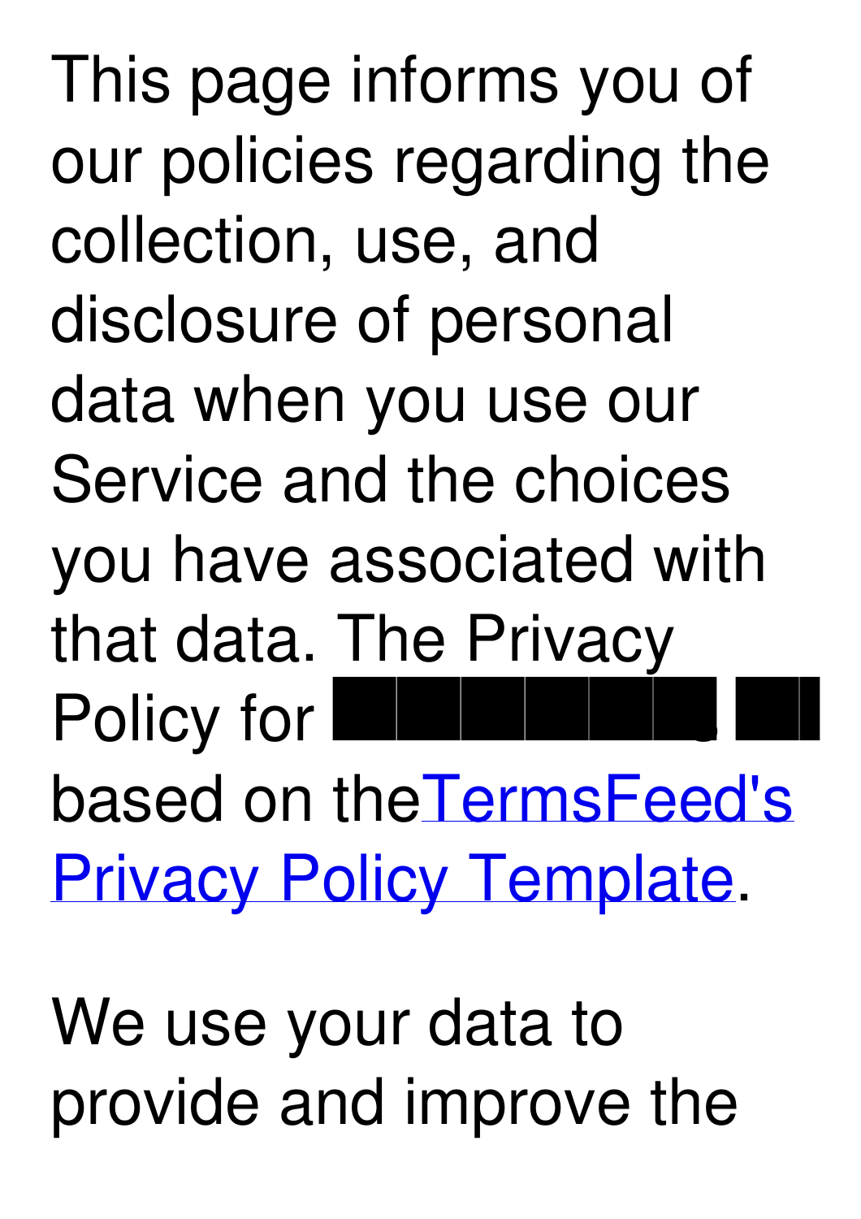This page informs you of our policies regarding the collection, use, and disclosure of personal data when you use our Service and the choices you have associated with that data. The Privacy Policy for ████████ ██ based on theTermsFeed's Privacy Policy Template.

We use your data to provide and improve the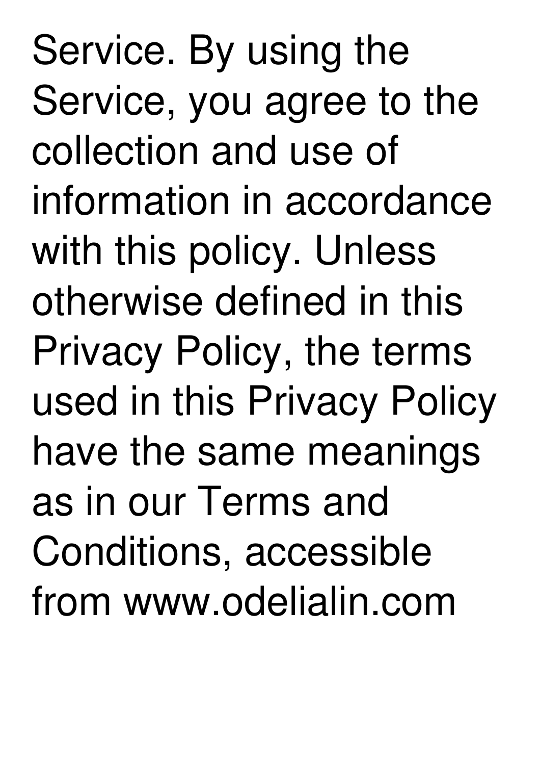Service. By using the Service, you agree to the collection and use of information in accordance with this policy. Unless otherwise defined in this Privacy Policy, the terms used in this Privacy Policy have the same meanings as in our Terms and Conditions, accessible from www.odelialin.com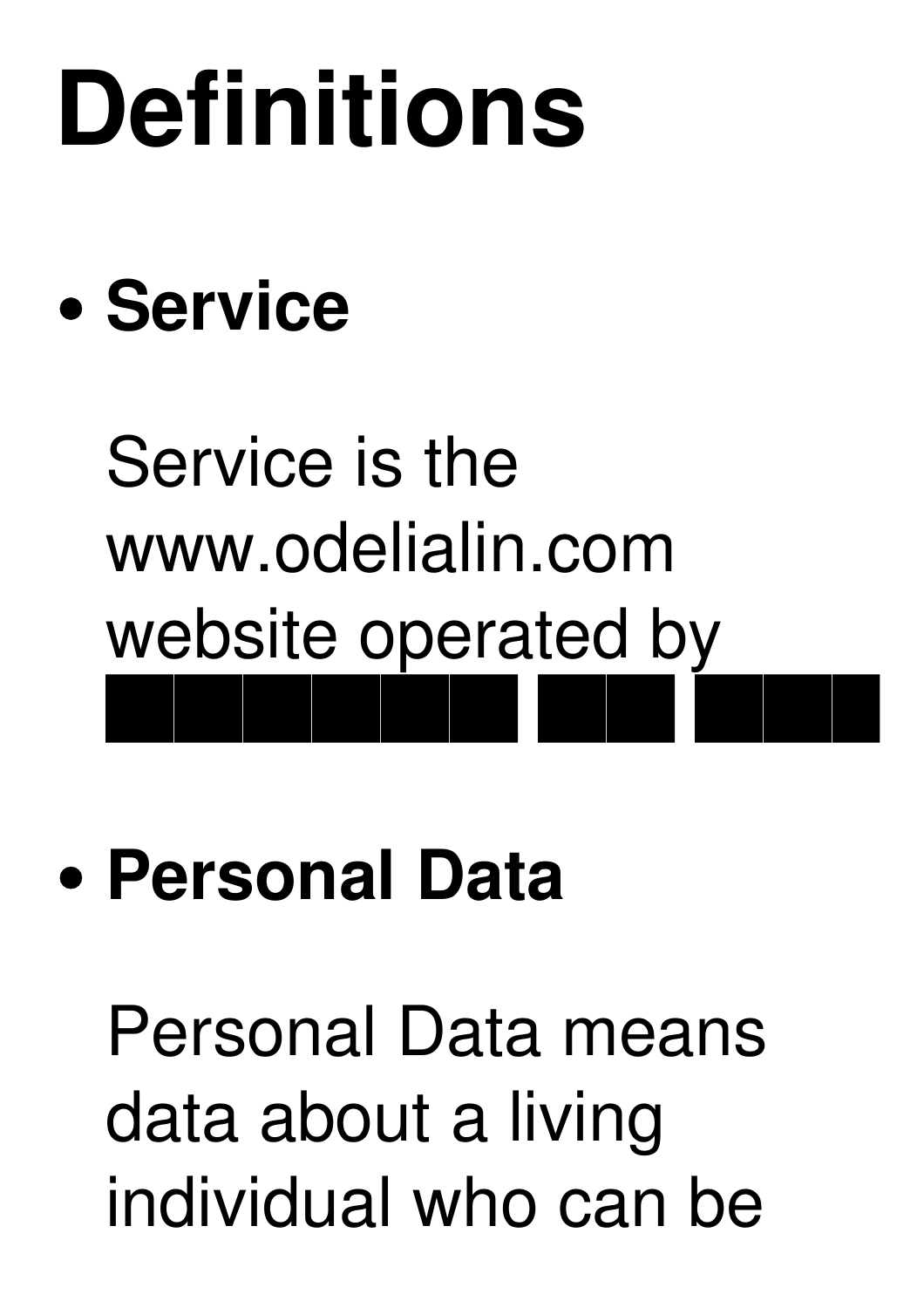# Definitions

- **Service**

  Service is the www.odelialin.com website operated by ██████ ██ ███

- **Personal Data**

  Personal Data means data about a living individual who can be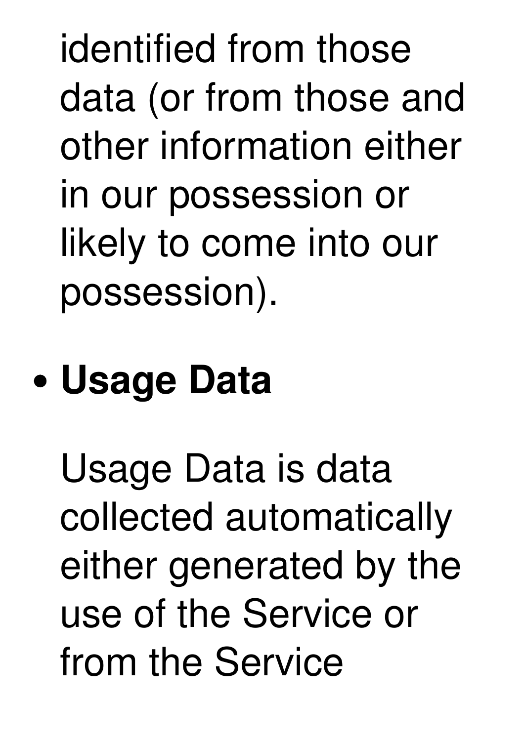identified from those data (or from those and other information either in our possession or likely to come into our possession).

- **Usage Data**

  Usage Data is data collected automatically either generated by the use of the Service or from the Service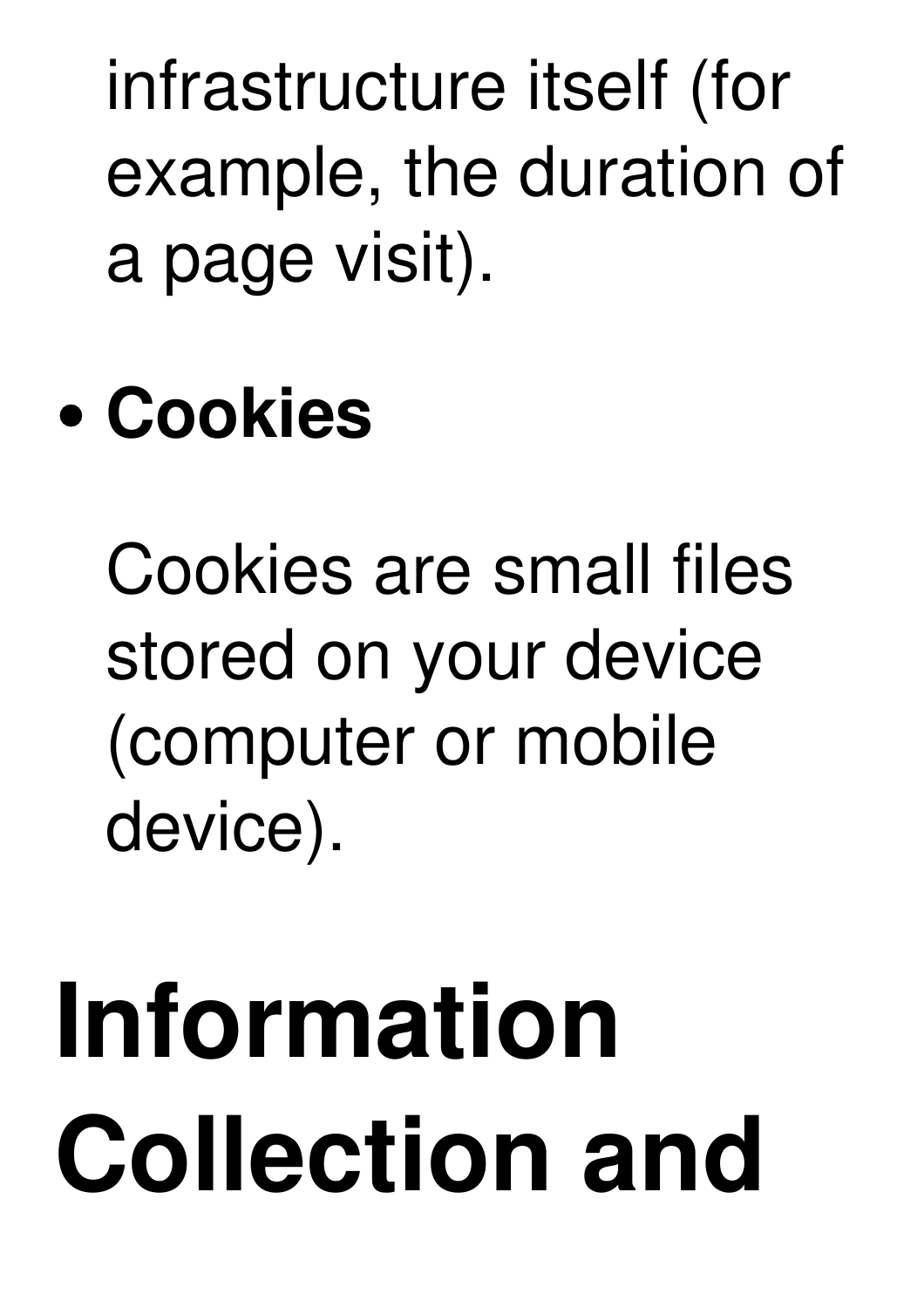infrastructure itself (for example, the duration of a page visit).

- **Cookies**

  Cookies are small files stored on your device (computer or mobile device).

# Information Collection and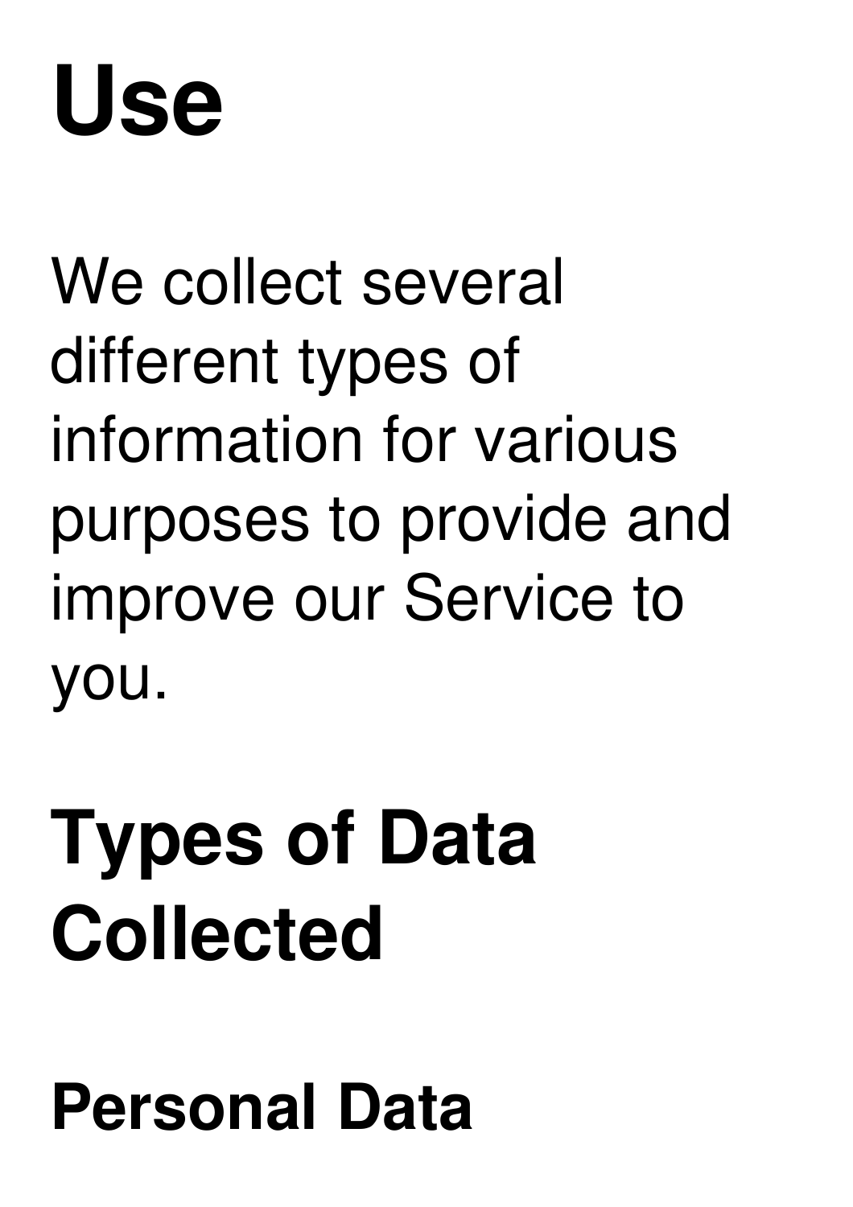# Use

We collect several different types of information for various purposes to provide and improve our Service to you.

## Types of Data Collected

### Personal Data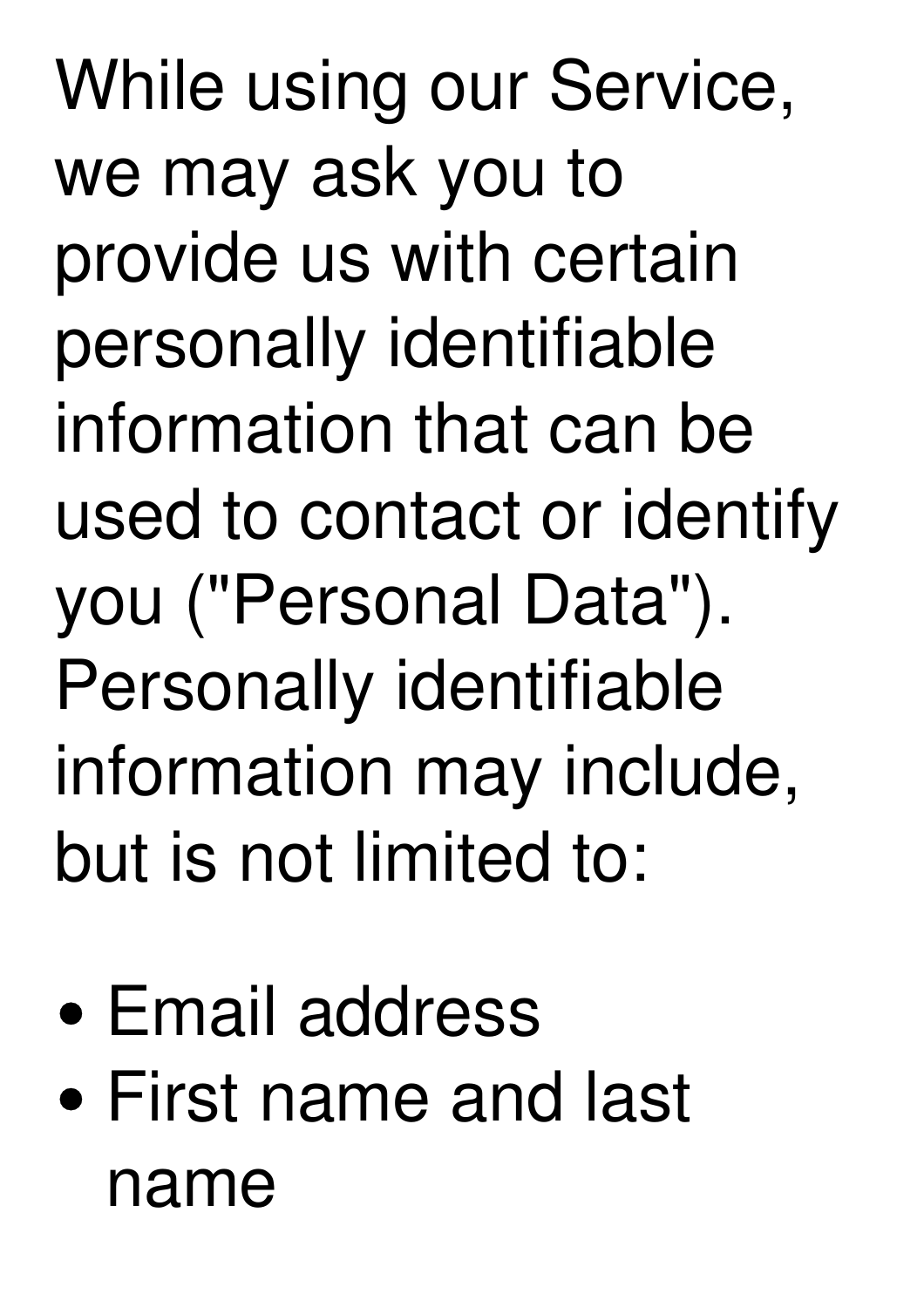While using our Service, we may ask you to provide us with certain personally identifiable information that can be used to contact or identify you ("Personal Data"). Personally identifiable information may include, but is not limited to:

- Email address
- First name and last name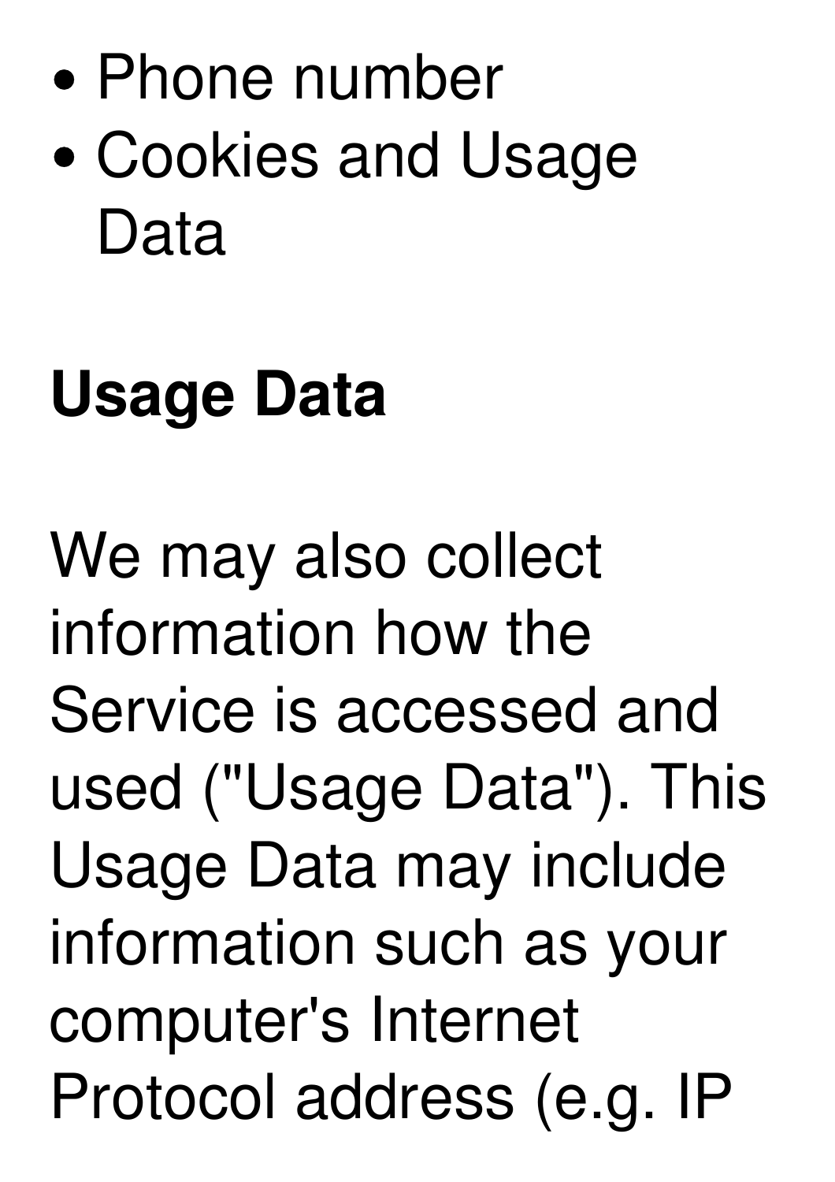- Phone number
- Cookies and Usage Data

**Usage Data**

We may also collect information how the Service is accessed and used ("Usage Data"). This Usage Data may include information such as your computer's Internet Protocol address (e.g. IP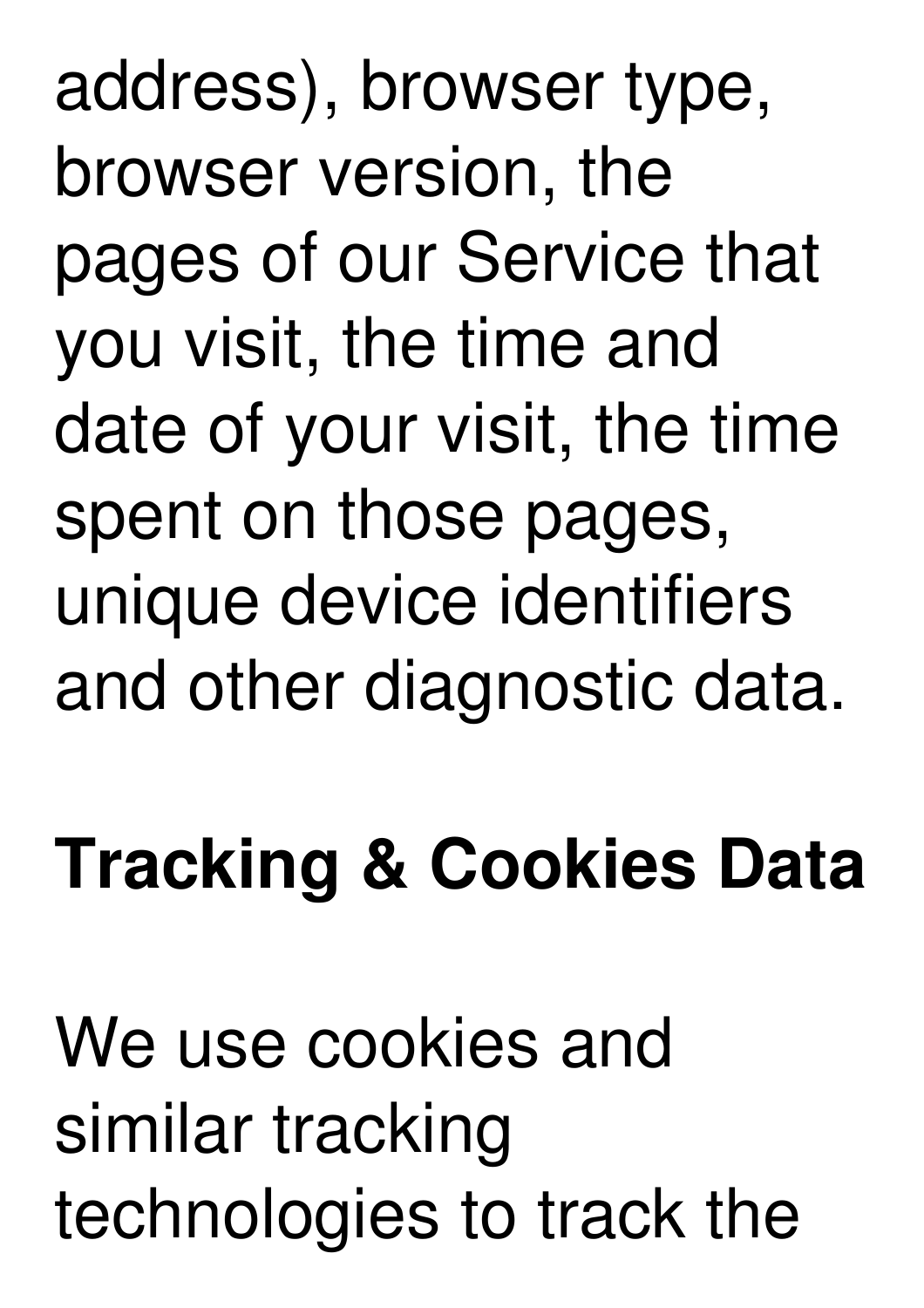address), browser type, browser version, the pages of our Service that you visit, the time and date of your visit, the time spent on those pages, unique device identifiers and other diagnostic data.

## Tracking & Cookies Data

We use cookies and similar tracking technologies to track the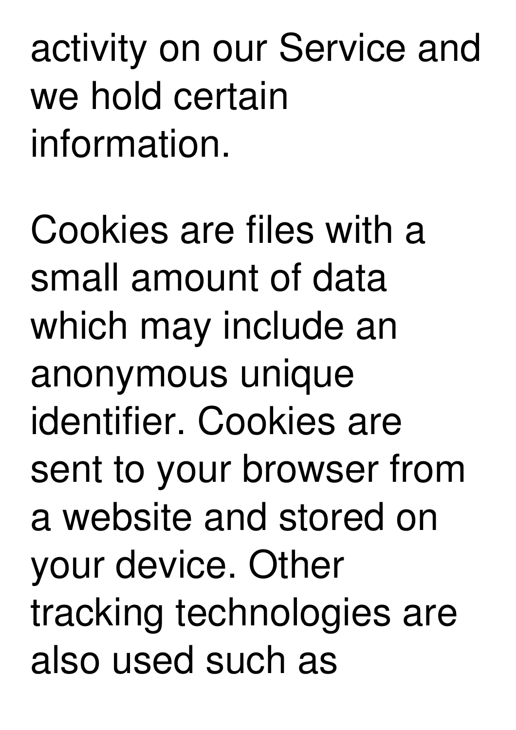activity on our Service and we hold certain information.

Cookies are files with a small amount of data which may include an anonymous unique identifier. Cookies are sent to your browser from a website and stored on your device. Other tracking technologies are also used such as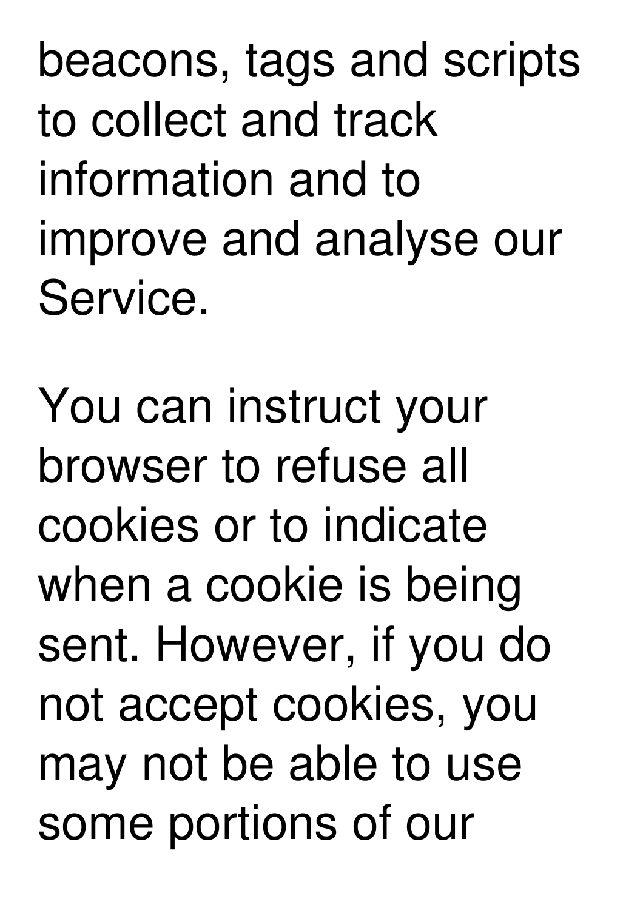beacons, tags and scripts to collect and track information and to improve and analyse our Service.

You can instruct your browser to refuse all cookies or to indicate when a cookie is being sent. However, if you do not accept cookies, you may not be able to use some portions of our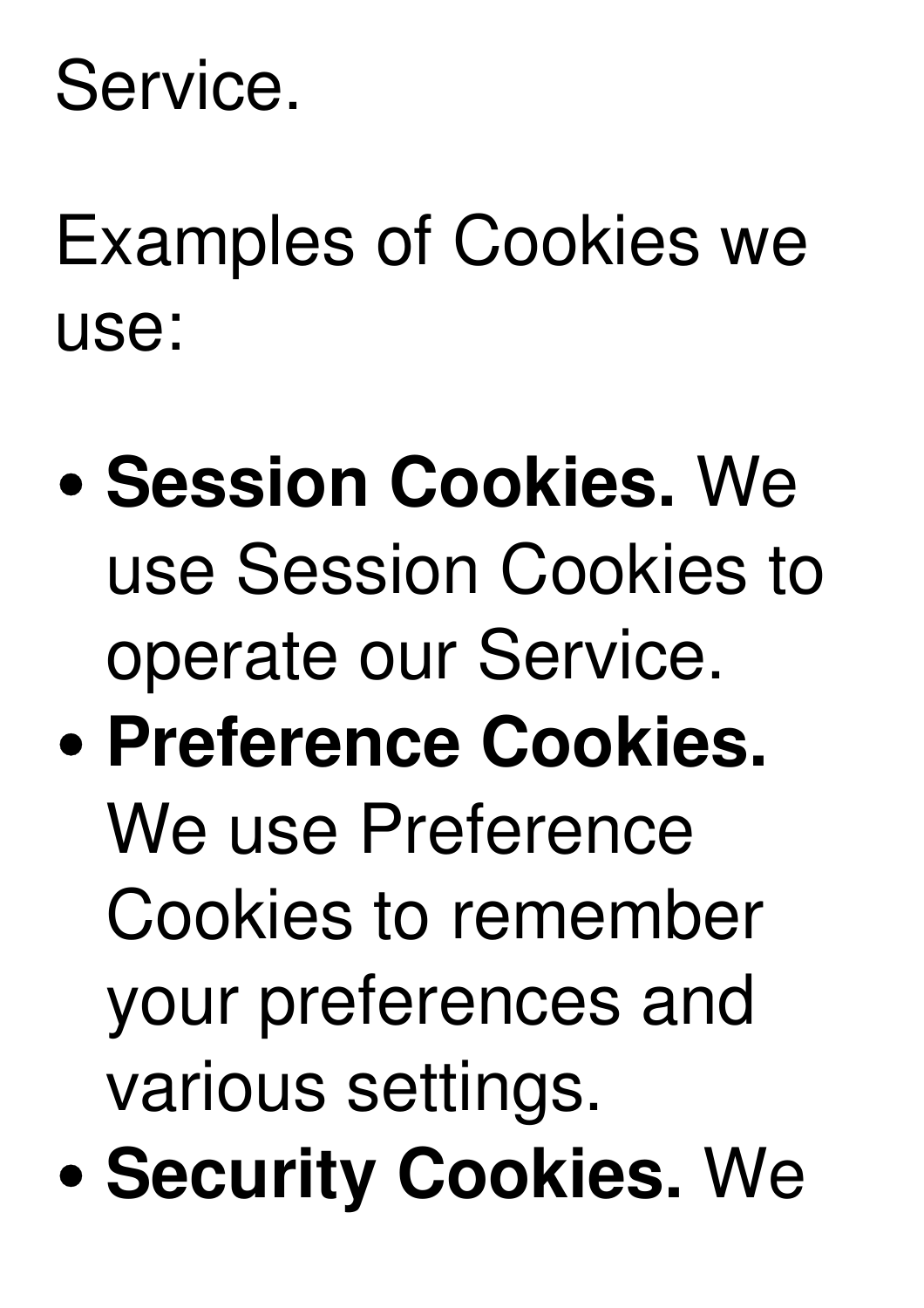Service.

Examples of Cookies we use:

- **Session Cookies.** We use Session Cookies to operate our Service.
- **Preference Cookies.** We use Preference Cookies to remember your preferences and various settings.
- **Security Cookies.** We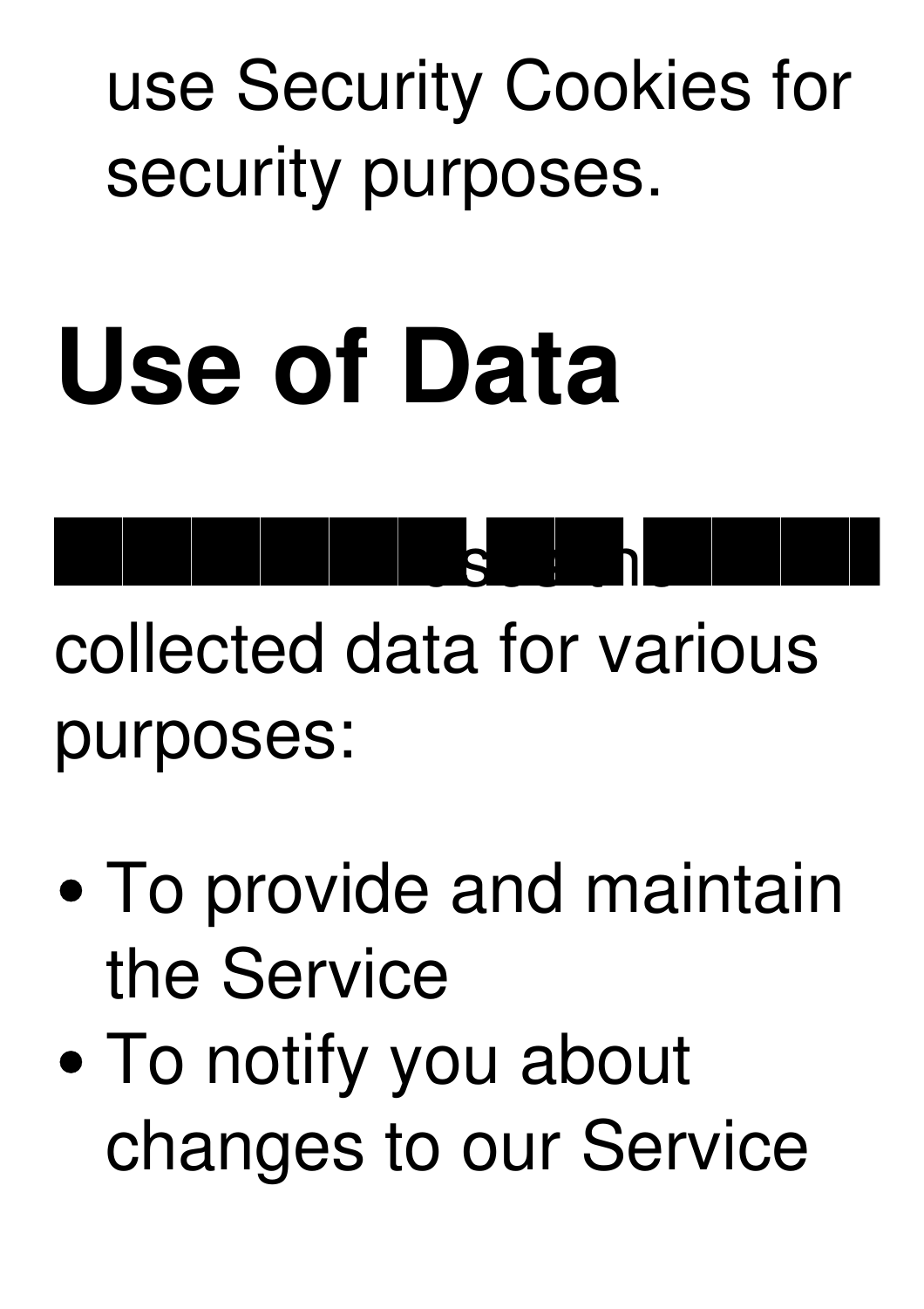use Security Cookies for security purposes.

# Use of Data

██████████ uses the ██████ collected data for various purposes:

- To provide and maintain the Service
- To notify you about changes to our Service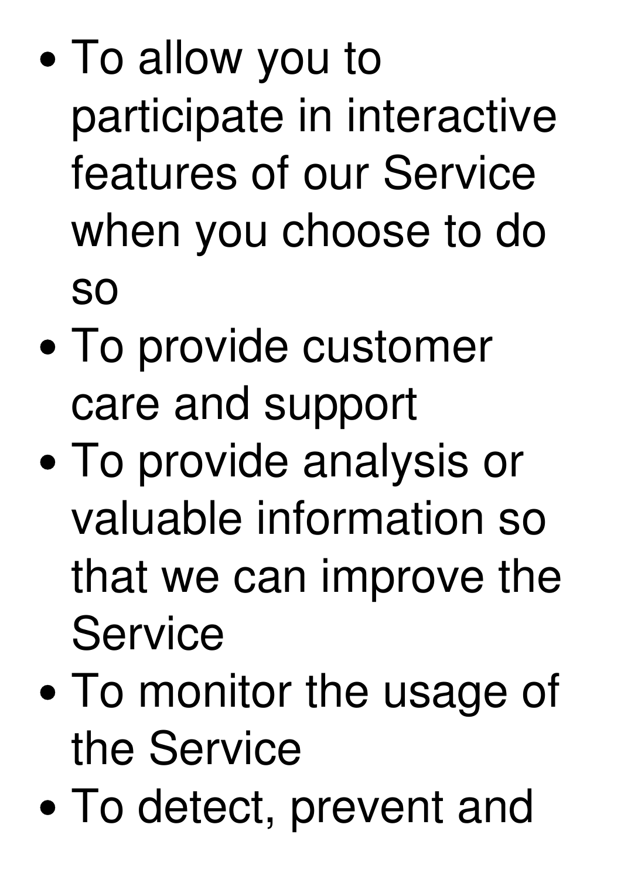- To allow you to participate in interactive features of our Service when you choose to do so
- To provide customer care and support
- To provide analysis or valuable information so that we can improve the Service
- To monitor the usage of the Service
- To detect, prevent and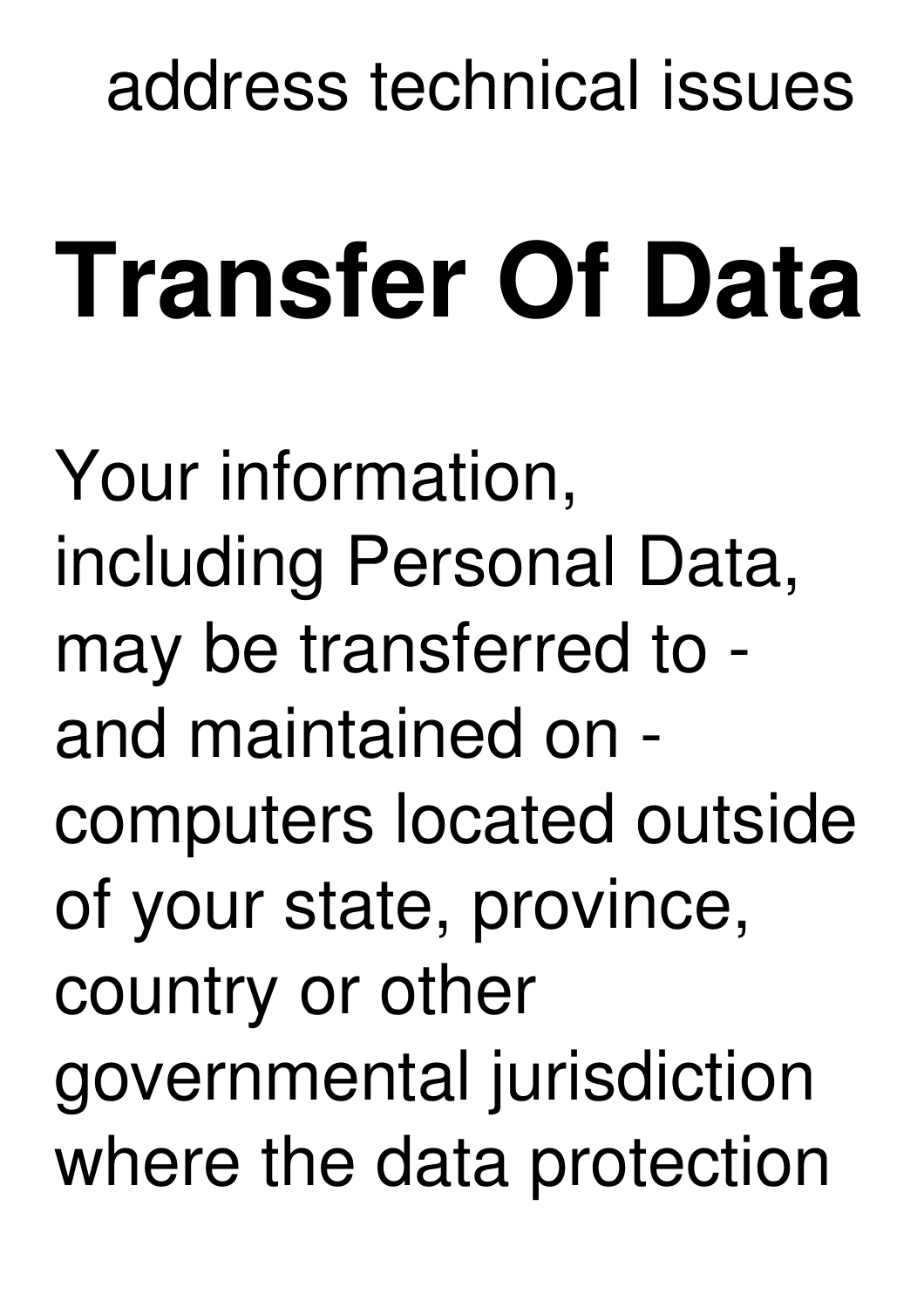address technical issues

# Transfer Of Data

Your information, including Personal Data, may be transferred to - and maintained on - computers located outside of your state, province, country or other governmental jurisdiction where the data protection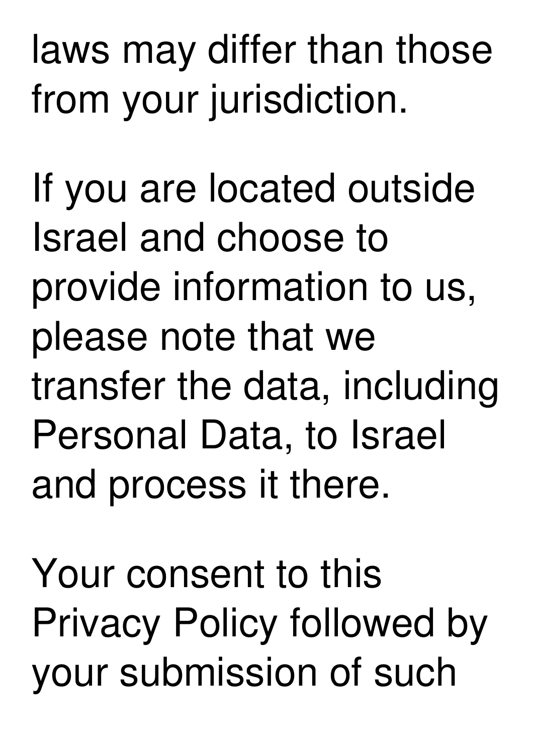laws may differ than those from your jurisdiction.

If you are located outside Israel and choose to provide information to us, please note that we transfer the data, including Personal Data, to Israel and process it there.

Your consent to this Privacy Policy followed by your submission of such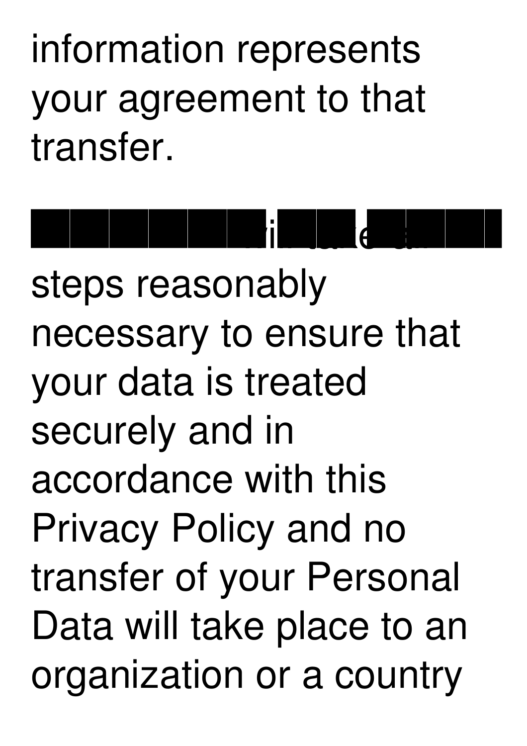information represents your agreement to that transfer.

█████████ will take all █████ steps reasonably necessary to ensure that your data is treated securely and in accordance with this Privacy Policy and no transfer of your Personal Data will take place to an organization or a country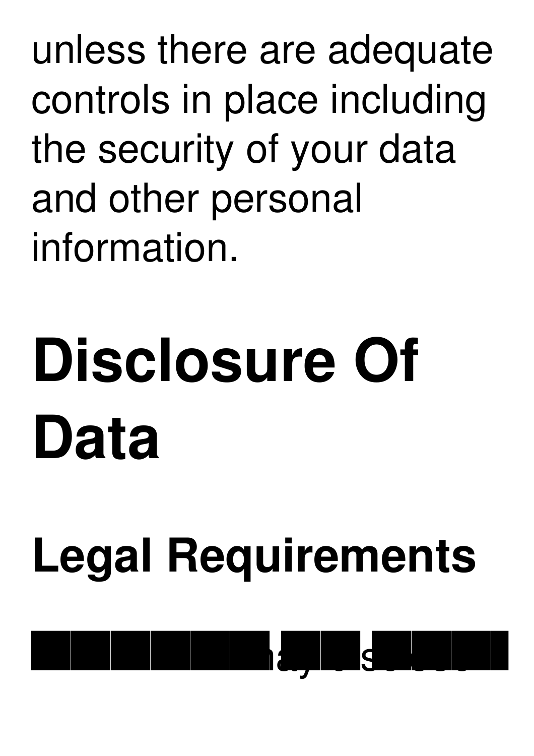unless there are adequate controls in place including the security of your data and other personal information.

# Disclosure Of Data

## Legal Requirements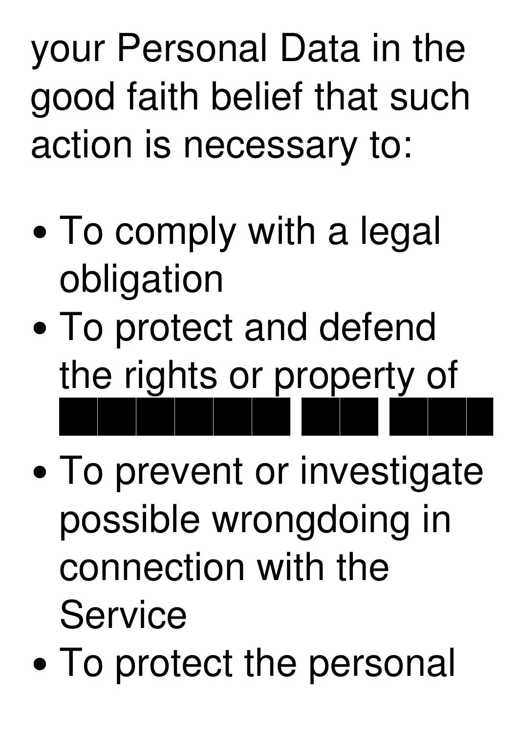your Personal Data in the good faith belief that such action is necessary to:

- To comply with a legal obligation
- To protect and defend the rights or property of ████████ ██ ███
- To prevent or investigate possible wrongdoing in connection with the Service
- To protect the personal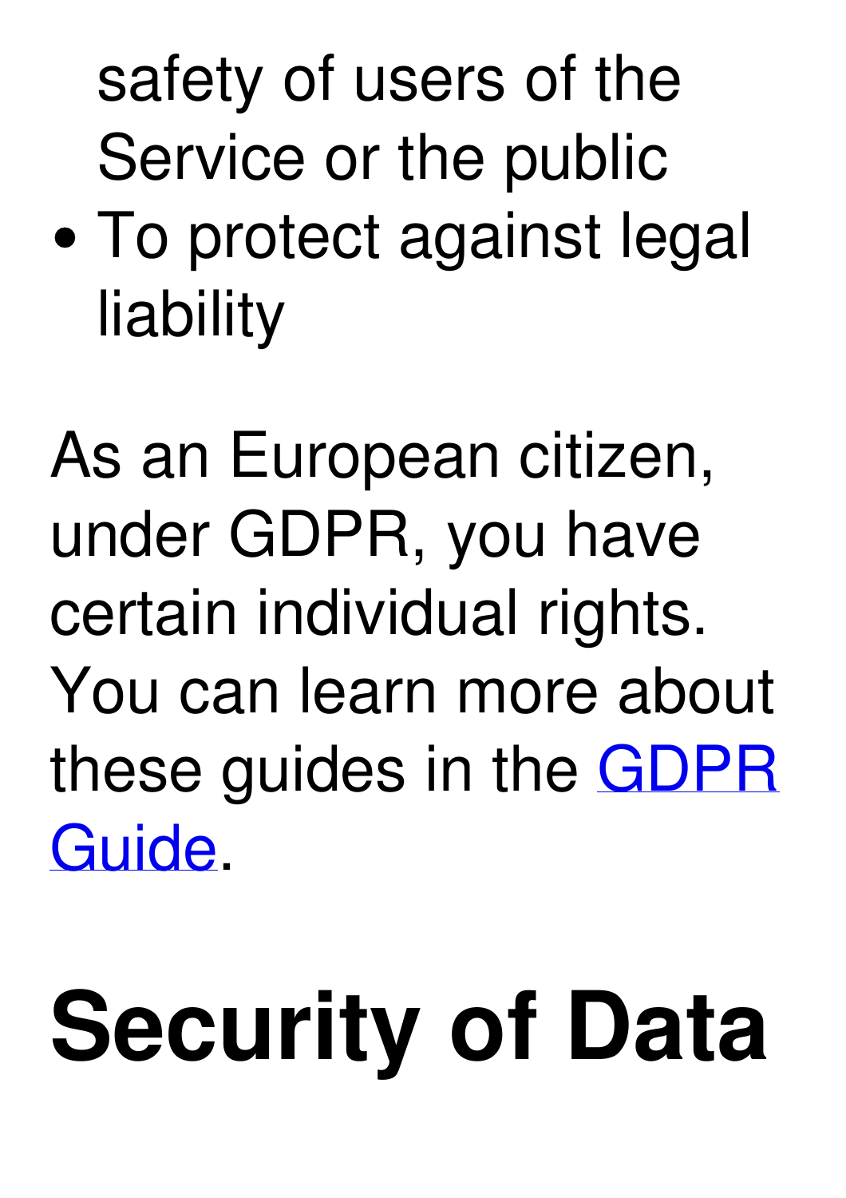safety of users of the Service or the public

- To protect against legal liability

As an European citizen, under GDPR, you have certain individual rights. You can learn more about these guides in the GDPR Guide.

# Security of Data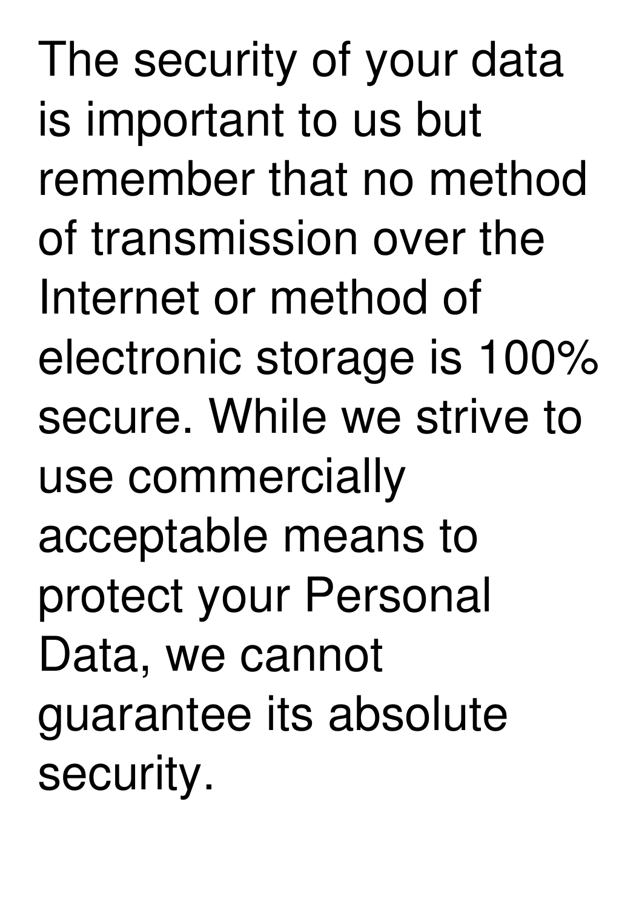The security of your data is important to us but remember that no method of transmission over the Internet or method of electronic storage is 100% secure. While we strive to use commercially acceptable means to protect your Personal Data, we cannot guarantee its absolute security.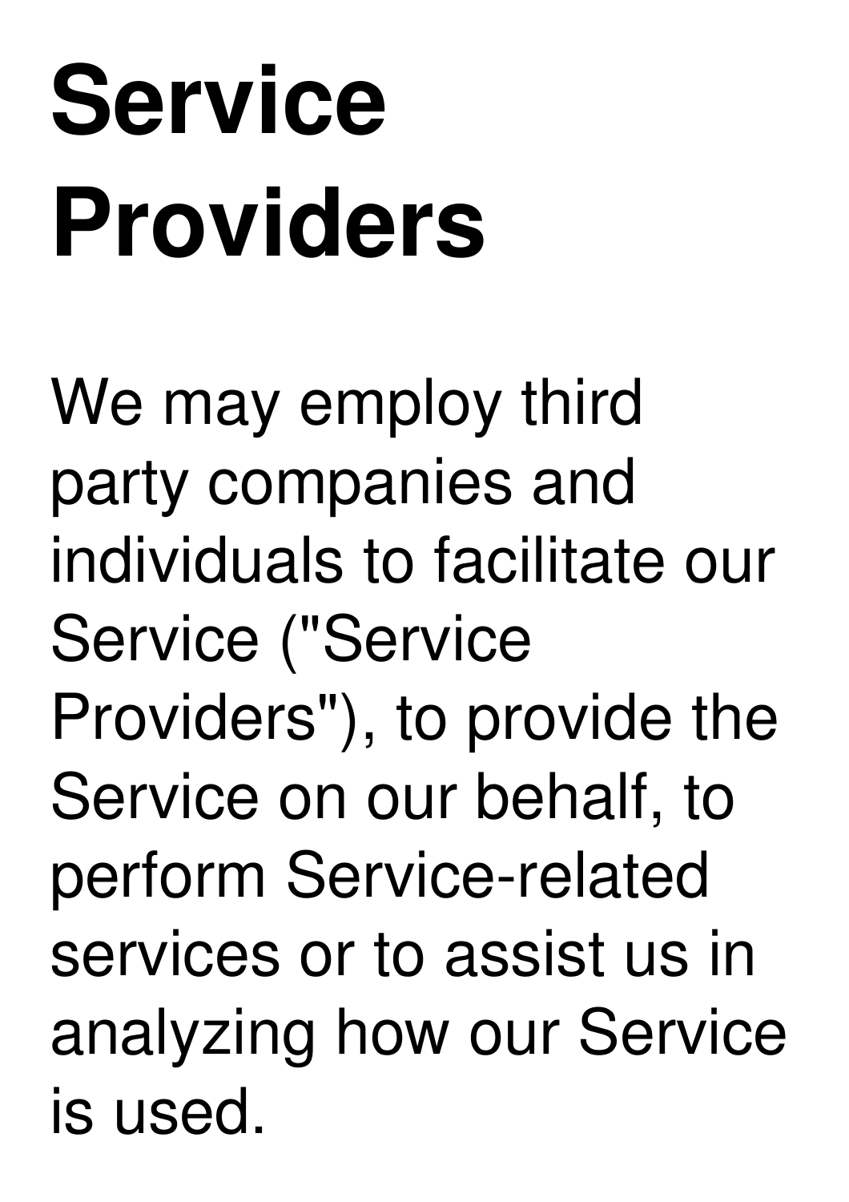# Service Providers

We may employ third party companies and individuals to facilitate our Service ("Service Providers"), to provide the Service on our behalf, to perform Service-related services or to assist us in analyzing how our Service is used.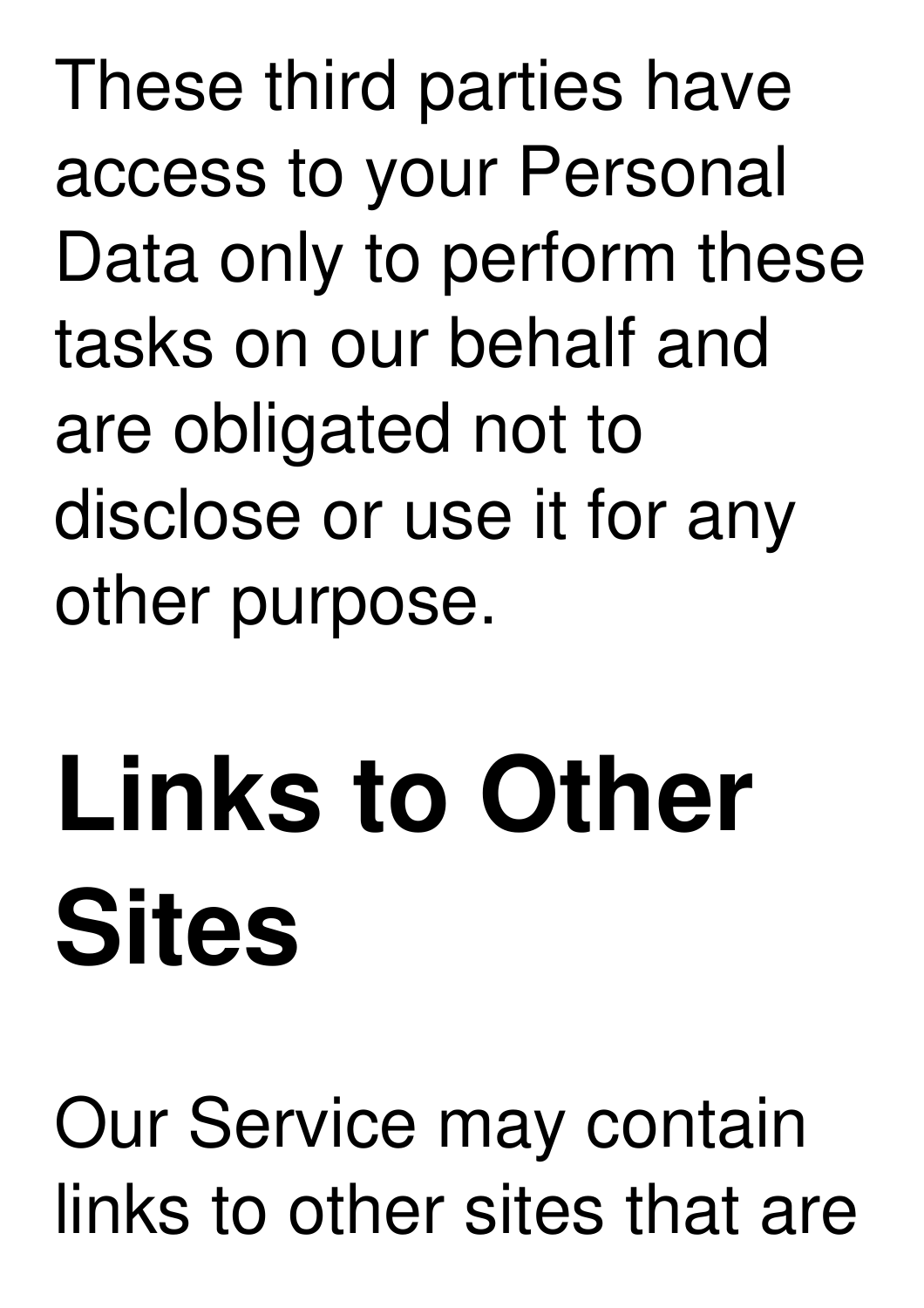These third parties have access to your Personal Data only to perform these tasks on our behalf and are obligated not to disclose or use it for any other purpose.

# Links to Other Sites

Our Service may contain links to other sites that are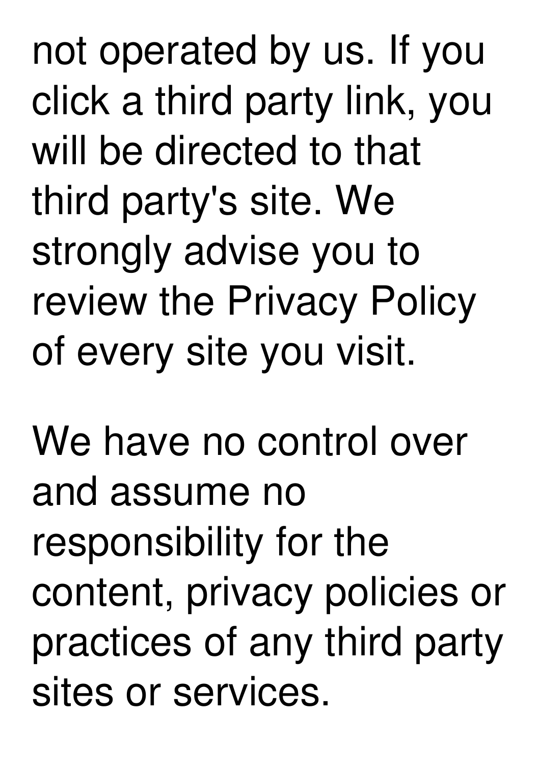not operated by us. If you click a third party link, you will be directed to that third party's site. We strongly advise you to review the Privacy Policy of every site you visit.

We have no control over and assume no responsibility for the content, privacy policies or practices of any third party sites or services.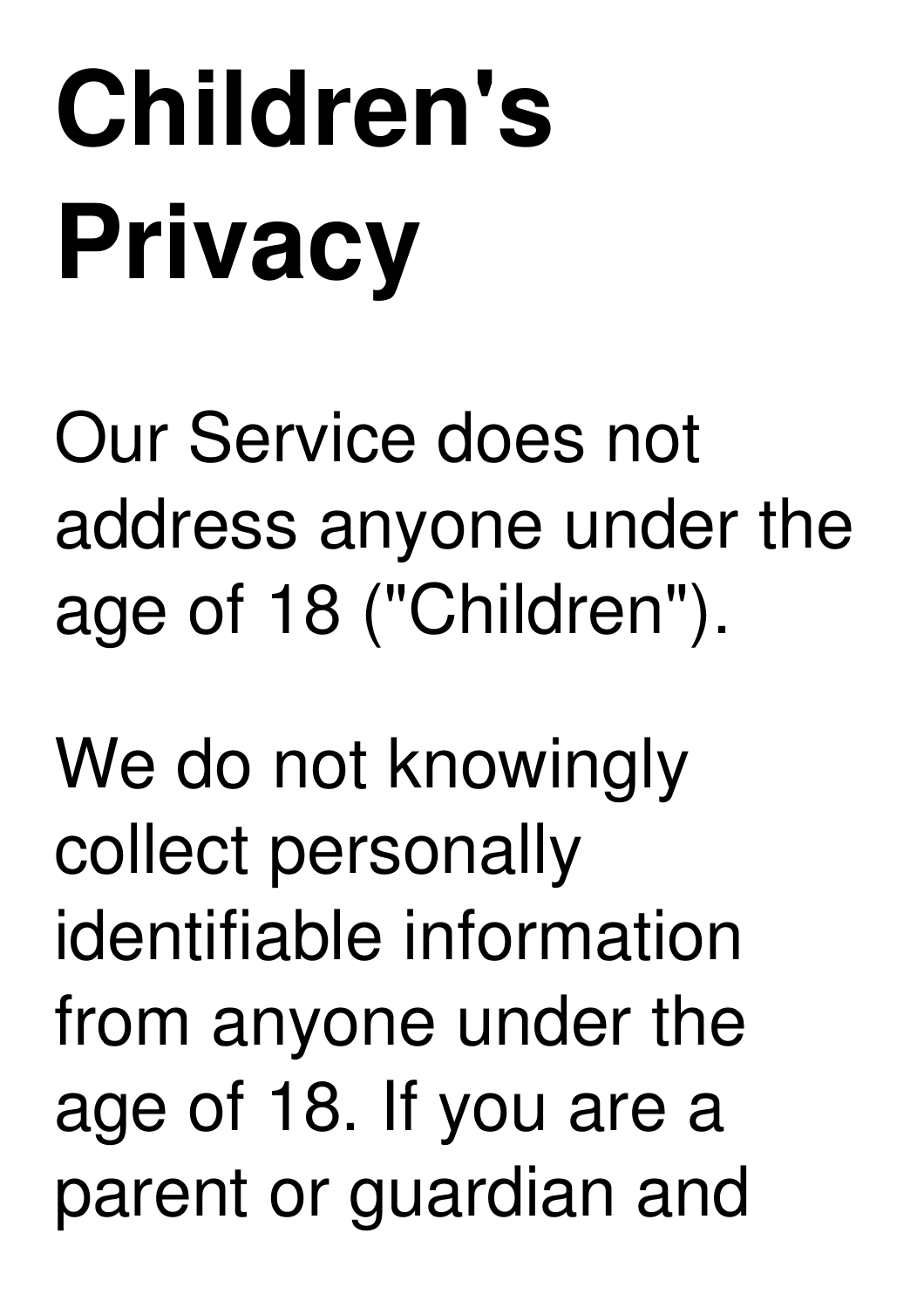# Children's Privacy

Our Service does not address anyone under the age of 18 ("Children").

We do not knowingly collect personally identifiable information from anyone under the age of 18. If you are a parent or guardian and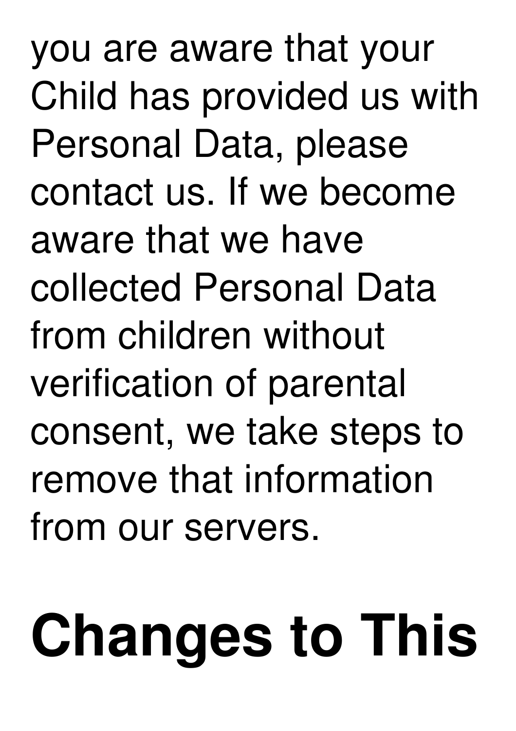you are aware that your Child has provided us with Personal Data, please contact us. If we become aware that we have collected Personal Data from children without verification of parental consent, we take steps to remove that information from our servers.

# Changes to This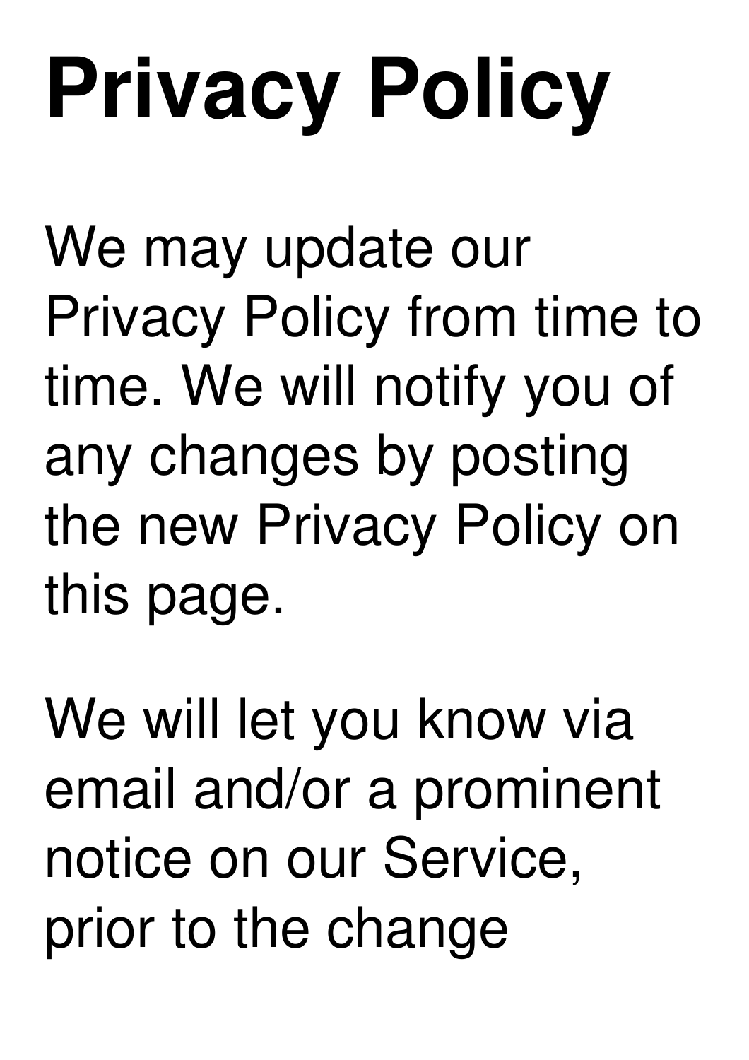# Privacy Policy

We may update our Privacy Policy from time to time. We will notify you of any changes by posting the new Privacy Policy on this page.

We will let you know via email and/or a prominent notice on our Service, prior to the change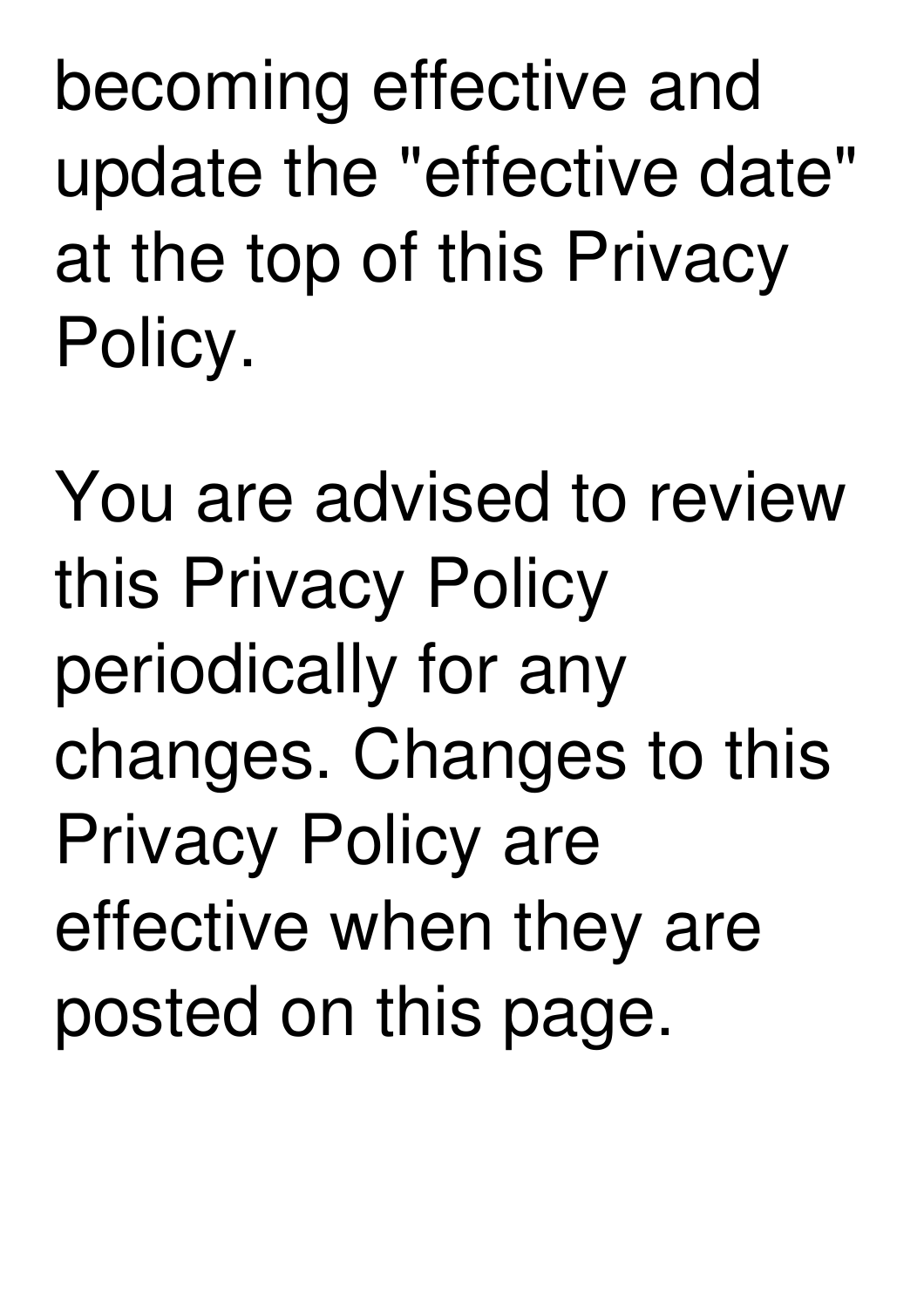becoming effective and update the "effective date" at the top of this Privacy Policy.

You are advised to review this Privacy Policy periodically for any changes. Changes to this Privacy Policy are effective when they are posted on this page.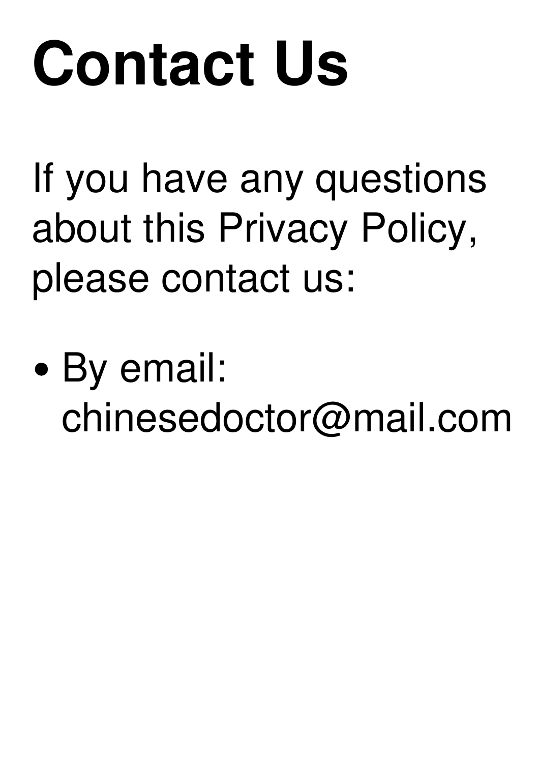# Contact Us

If you have any questions about this Privacy Policy, please contact us:

- By email: chinesedoctor@mail.com